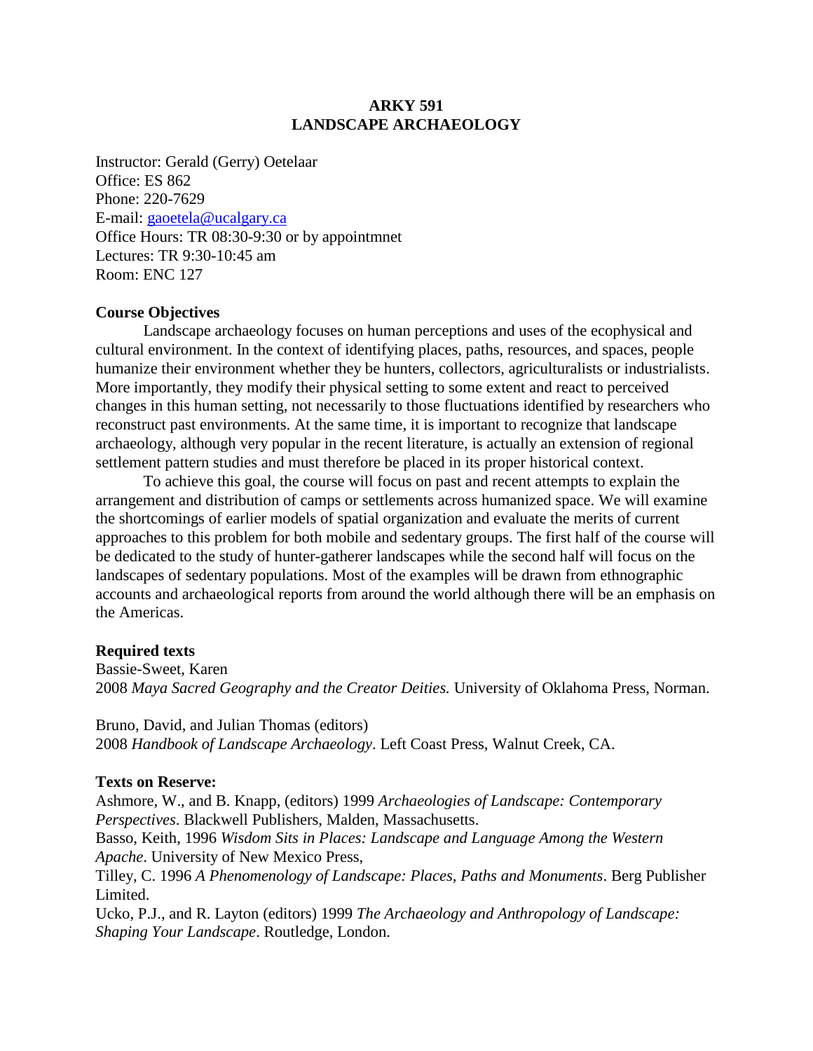# ARKY 591
# LANDSCAPE ARCHAEOLOGY

Instructor: Gerald (Gerry) Oetelaar
Office: ES 862
Phone: 220-7629
E-mail: gaoetela@ucalgary.ca
Office Hours: TR 08:30-9:30 or by appointmnet
Lectures: TR 9:30-10:45 am
Room: ENC 127

**Course Objectives**

Landscape archaeology focuses on human perceptions and uses of the ecophysical and cultural environment. In the context of identifying places, paths, resources, and spaces, people humanize their environment whether they be hunters, collectors, agriculturalists or industrialists. More importantly, they modify their physical setting to some extent and react to perceived changes in this human setting, not necessarily to those fluctuations identified by researchers who reconstruct past environments. At the same time, it is important to recognize that landscape archaeology, although very popular in the recent literature, is actually an extension of regional settlement pattern studies and must therefore be placed in its proper historical context.

To achieve this goal, the course will focus on past and recent attempts to explain the arrangement and distribution of camps or settlements across humanized space. We will examine the shortcomings of earlier models of spatial organization and evaluate the merits of current approaches to this problem for both mobile and sedentary groups. The first half of the course will be dedicated to the study of hunter-gatherer landscapes while the second half will focus on the landscapes of sedentary populations. Most of the examples will be drawn from ethnographic accounts and archaeological reports from around the world although there will be an emphasis on the Americas.

**Required texts**

Bassie-Sweet, Karen
2008 *Maya Sacred Geography and the Creator Deities.* University of Oklahoma Press, Norman.

Bruno, David, and Julian Thomas (editors)
2008 *Handbook of Landscape Archaeology*. Left Coast Press, Walnut Creek, CA.

**Texts on Reserve:**

Ashmore, W., and B. Knapp, (editors) 1999 *Archaeologies of Landscape: Contemporary Perspectives*. Blackwell Publishers, Malden, Massachusetts.
Basso, Keith, 1996 *Wisdom Sits in Places: Landscape and Language Among the Western Apache*. University of New Mexico Press,
Tilley, C. 1996 *A Phenomenology of Landscape: Places, Paths and Monuments*. Berg Publisher Limited.
Ucko, P.J., and R. Layton (editors) 1999 *The Archaeology and Anthropology of Landscape: Shaping Your Landscape*. Routledge, London.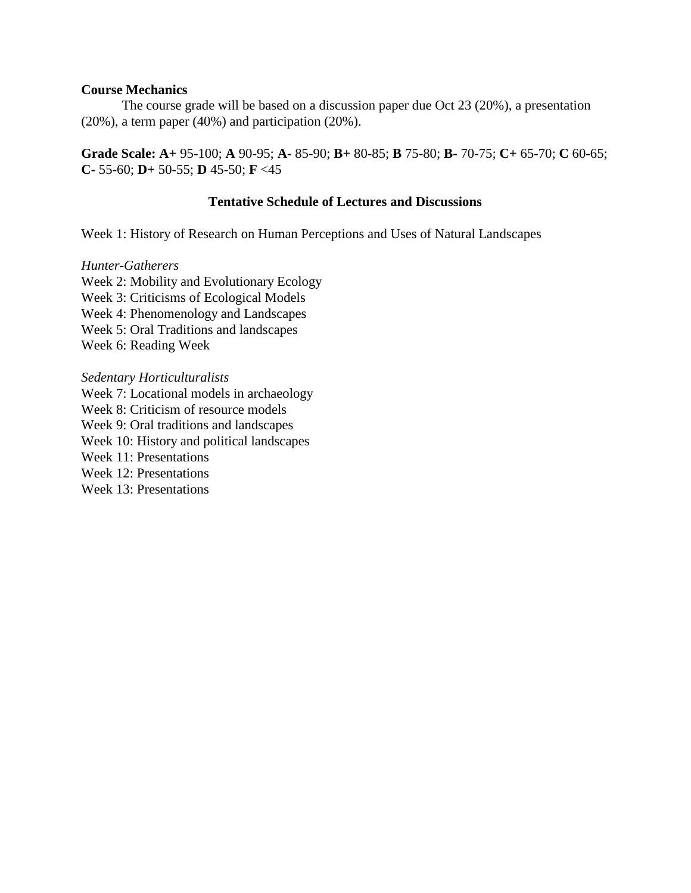**Course Mechanics**

The course grade will be based on a discussion paper due Oct 23 (20%), a presentation (20%), a term paper (40%) and participation (20%).

**Grade Scale: A+** 95-100; **A** 90-95; **A-** 85-90; **B+** 80-85; **B** 75-80; **B-** 70-75; **C+** 65-70; **C** 60-65; **C-** 55-60; **D+** 50-55; **D** 45-50; **F** <45

## Tentative Schedule of Lectures and Discussions

Week 1: History of Research on Human Perceptions and Uses of Natural Landscapes

*Hunter-Gatherers*
Week 2: Mobility and Evolutionary Ecology
Week 3: Criticisms of Ecological Models
Week 4: Phenomenology and Landscapes
Week 5: Oral Traditions and landscapes
Week 6: Reading Week

*Sedentary Horticulturalists*
Week 7: Locational models in archaeology
Week 8: Criticism of resource models
Week 9: Oral traditions and landscapes
Week 10: History and political landscapes
Week 11: Presentations
Week 12: Presentations
Week 13: Presentations